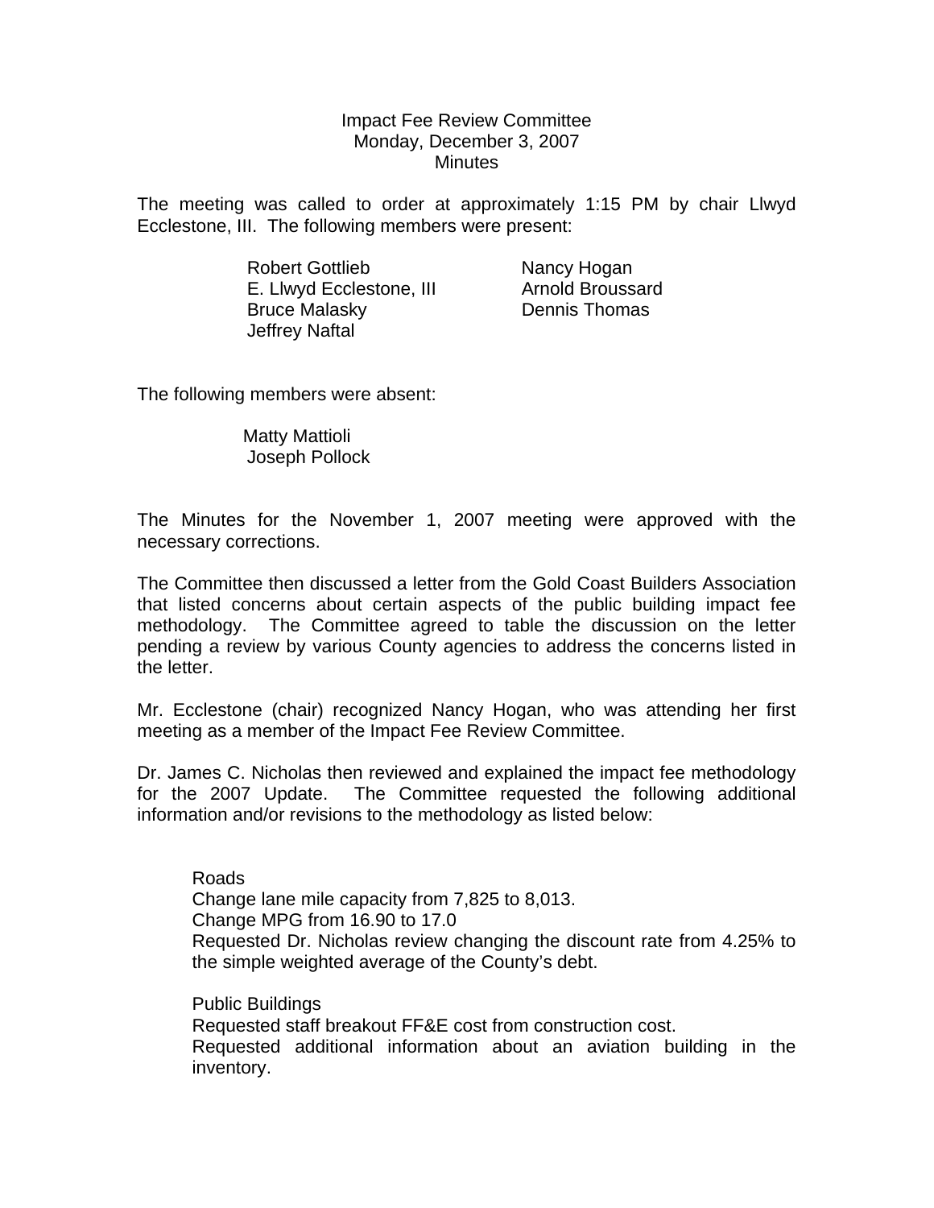# Impact Fee Review Committee
## Monday, December 3, 2007
## Minutes

The meeting was called to order at approximately 1:15 PM by chair Llwyd Ecclestone, III. The following members were present:

| | |
|---|---|
| Robert Gottlieb | Nancy Hogan |
| E. Llwyd Ecclestone, III | Arnold Broussard |
| Bruce Malasky | Dennis Thomas |
| Jeffrey Naftal | |

The following members were absent:

- Matty Mattioli
- Joseph Pollock

The Minutes for the November 1, 2007 meeting were approved with the necessary corrections.

The Committee then discussed a letter from the Gold Coast Builders Association that listed concerns about certain aspects of the public building impact fee methodology. The Committee agreed to table the discussion on the letter pending a review by various County agencies to address the concerns listed in the letter.

Mr. Ecclestone (chair) recognized Nancy Hogan, who was attending her first meeting as a member of the Impact Fee Review Committee.

Dr. James C. Nicholas then reviewed and explained the impact fee methodology for the 2007 Update. The Committee requested the following additional information and/or revisions to the methodology as listed below:

Roads
Change lane mile capacity from 7,825 to 8,013.
Change MPG from 16.90 to 17.0
Requested Dr. Nicholas review changing the discount rate from 4.25% to the simple weighted average of the County's debt.

Public Buildings
Requested staff breakout FF&E cost from construction cost.
Requested additional information about an aviation building in the inventory.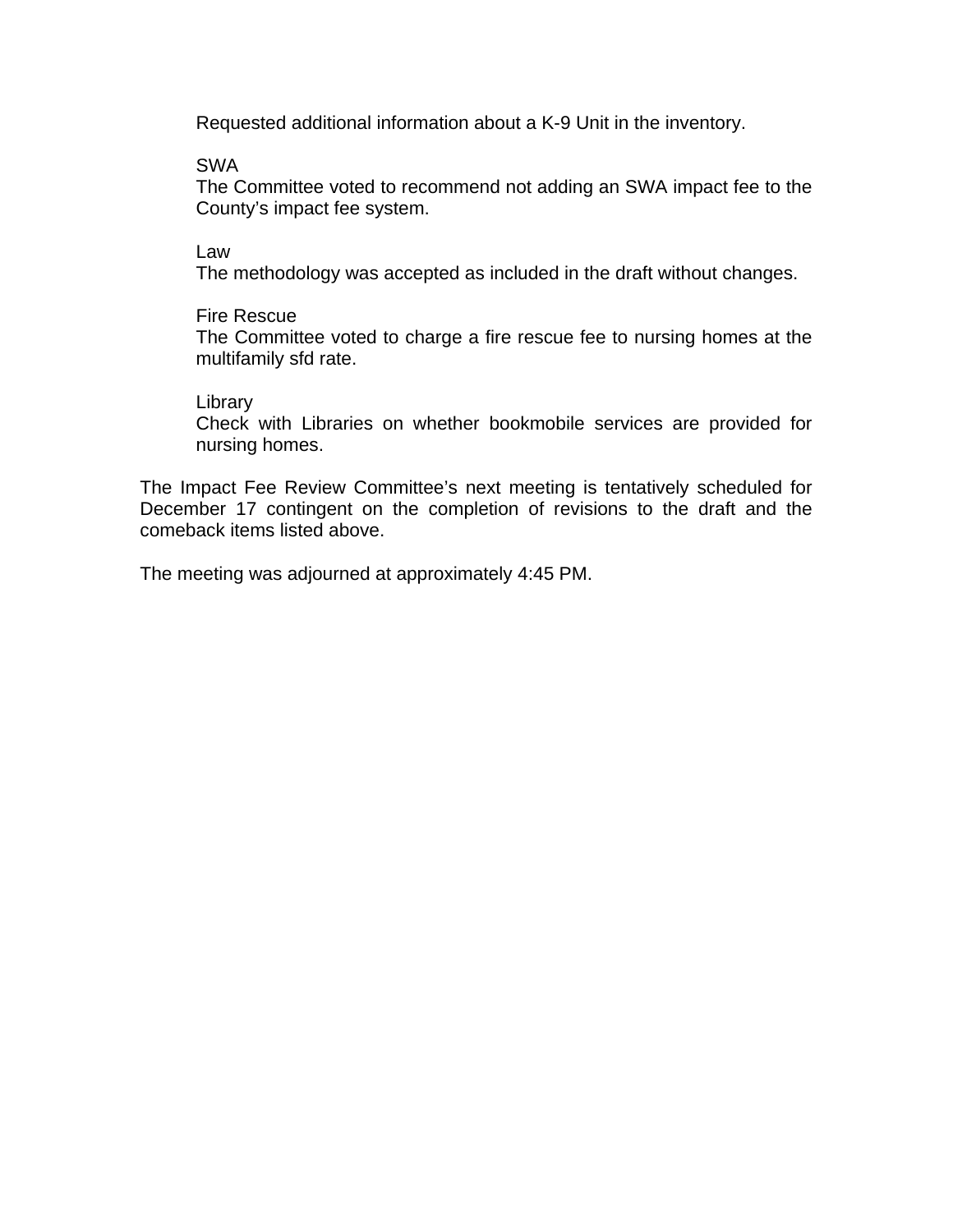Requested additional information about a K-9 Unit in the inventory.

SWA
The Committee voted to recommend not adding an SWA impact fee to the County's impact fee system.

Law
The methodology was accepted as included in the draft without changes.

Fire Rescue
The Committee voted to charge a fire rescue fee to nursing homes at the multifamily sfd rate.

Library
Check with Libraries on whether bookmobile services are provided for nursing homes.

The Impact Fee Review Committee's next meeting is tentatively scheduled for December 17 contingent on the completion of revisions to the draft and the comeback items listed above.

The meeting was adjourned at approximately 4:45 PM.